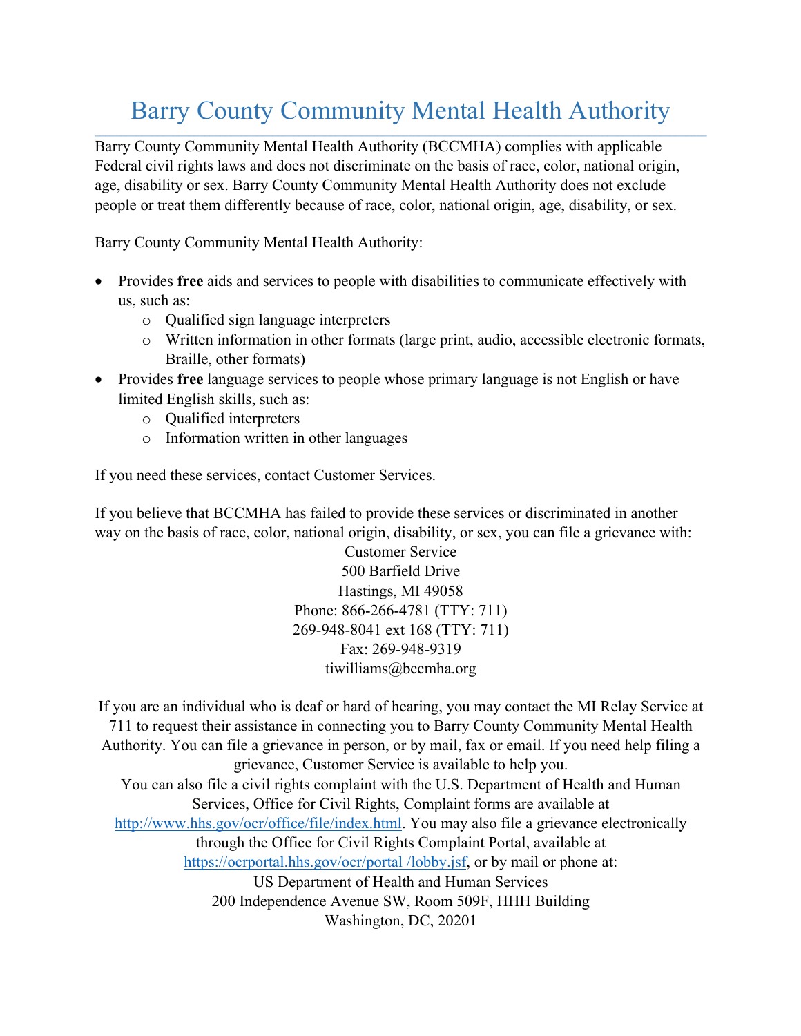# Barry County Community Mental Health Authority

Barry County Community Mental Health Authority (BCCMHA) complies with applicable Federal civil rights laws and does not discriminate on the basis of race, color, national origin, age, disability or sex. Barry County Community Mental Health Authority does not exclude people or treat them differently because of race, color, national origin, age, disability, or sex.

Barry County Community Mental Health Authority:

- Provides **free** aids and services to people with disabilities to communicate effectively with us, such as:
  - Qualified sign language interpreters
  - Written information in other formats (large print, audio, accessible electronic formats, Braille, other formats)
- Provides **free** language services to people whose primary language is not English or have limited English skills, such as:
  - Qualified interpreters
  - Information written in other languages

If you need these services, contact Customer Services.

If you believe that BCCMHA has failed to provide these services or discriminated in another way on the basis of race, color, national origin, disability, or sex, you can file a grievance with:

Customer Service
500 Barfield Drive
Hastings, MI 49058
Phone: 866-266-4781 (TTY: 711)
269-948-8041 ext 168 (TTY: 711)
Fax: 269-948-9319
tiwilliams@bccmha.org

If you are an individual who is deaf or hard of hearing, you may contact the MI Relay Service at 711 to request their assistance in connecting you to Barry County Community Mental Health Authority. You can file a grievance in person, or by mail, fax or email. If you need help filing a grievance, Customer Service is available to help you.
You can also file a civil rights complaint with the U.S. Department of Health and Human Services, Office for Civil Rights, Complaint forms are available at http://www.hhs.gov/ocr/office/file/index.html. You may also file a grievance electronically through the Office for Civil Rights Complaint Portal, available at https://ocrportal.hhs.gov/ocr/portal /lobby.jsf, or by mail or phone at:
US Department of Health and Human Services
200 Independence Avenue SW, Room 509F, HHH Building
Washington, DC, 20201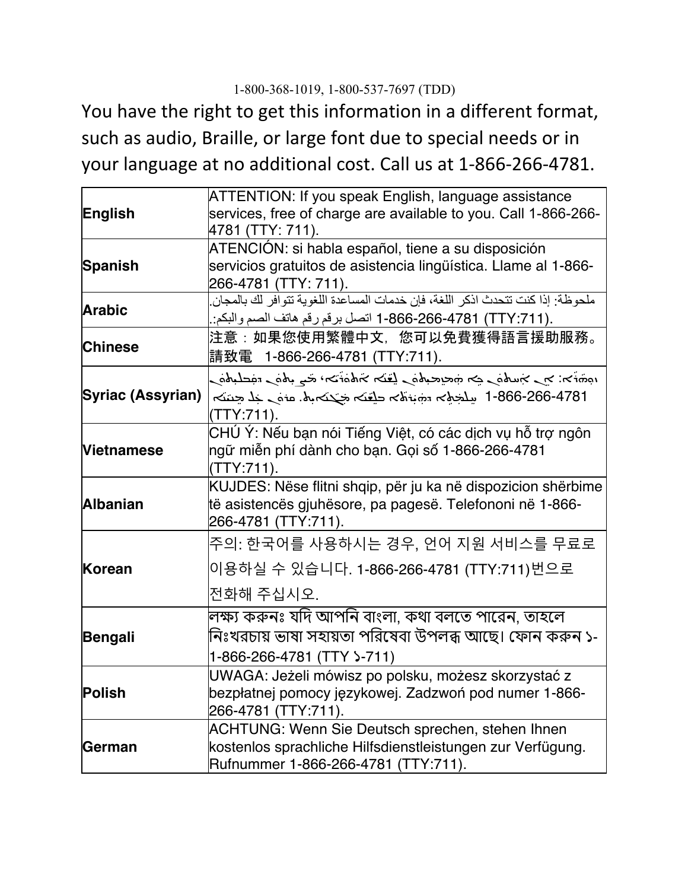1-800-368-1019, 1-800-537-7697 (TDD)

You have the right to get this information in a different format, such as audio, Braille, or large font due to special needs or in your language at no additional cost. Call us at 1-866-266-4781.

| | |
|---|---|
| **English** | ATTENTION: If you speak English, language assistance services, free of charge are available to you. Call 1-866-266-4781 (TTY: 711). |
| **Spanish** | ATENCIÓN: si habla español, tiene a su disposición servicios gratuitos de asistencia lingüística. Llame al 1-866-266-4781 (TTY: 711). |
| **Arabic** | ملحوظة: إذا كنت تتحدث اذكر اللغة، فإن خدمات المساعدة اللغوية تتوافر لك بالمجان. اتصل برقم رقم هاتف الصم والبكم:. 1-866-266-4781 (TTY:711). |
| **Chinese** | 注意：如果您使用繁體中文，您可以免費獲得語言援助服務。請致電 1-866-266-4781 (TTY:711). |
| **Syriac (Assyrian)** | ܙܘܗܪܐ: ܐܢ ܐܢܬ ܡܡܠܠܬ ܠܫܢܐ ܐܬܘܪܝܐ، ܟܠ ܡܠܟ ܕܡܥܕܪܢܘܬܐ ܒܠܫܢܐ ܕܝܠܟ ܡܨܝܪܝ ܐܢܐ ܡܓܢܐܝܬ. ܩܪܝ ܥܠ ܡܢܝܢܐ 1-866-266-4781 (TTY:711). |
| **Vietnamese** | CHÚ Ý: Nếu bạn nói Tiếng Việt, có các dịch vụ hỗ trợ ngôn ngữ miễn phí dành cho bạn. Gọi số 1-866-266-4781 (TTY:711). |
| **Albanian** | KUJDES: Nëse flitni shqip, për ju ka në dispozicion shërbime të asistencës gjuhësore, pa pagesë. Telefononi në 1-866-266-4781 (TTY:711). |
| **Korean** | 주의: 한국어를 사용하시는 경우, 언어 지원 서비스를 무료로 이용하실 수 있습니다. 1-866-266-4781 (TTY:711)번으로 전화해 주십시오. |
| **Bengali** | লক্ষ্য করুনঃ যদি আপনি বাংলা, কথা বলতে পারেন, তাহলে নিঃখরচায় ভাষা সহায়তা পরিষেবা উপলব্ধ আছে। ফোন করুন ১-1-866-266-4781 (TTY ১-711) |
| **Polish** | UWAGA: Jeżeli mówisz po polsku, możesz skorzystać z bezpłatnej pomocy językowej. Zadzwoń pod numer 1-866-266-4781 (TTY:711). |
| **German** | ACHTUNG: Wenn Sie Deutsch sprechen, stehen Ihnen kostenlos sprachliche Hilfsdienstleistungen zur Verfügung. Rufnummer 1-866-266-4781 (TTY:711). |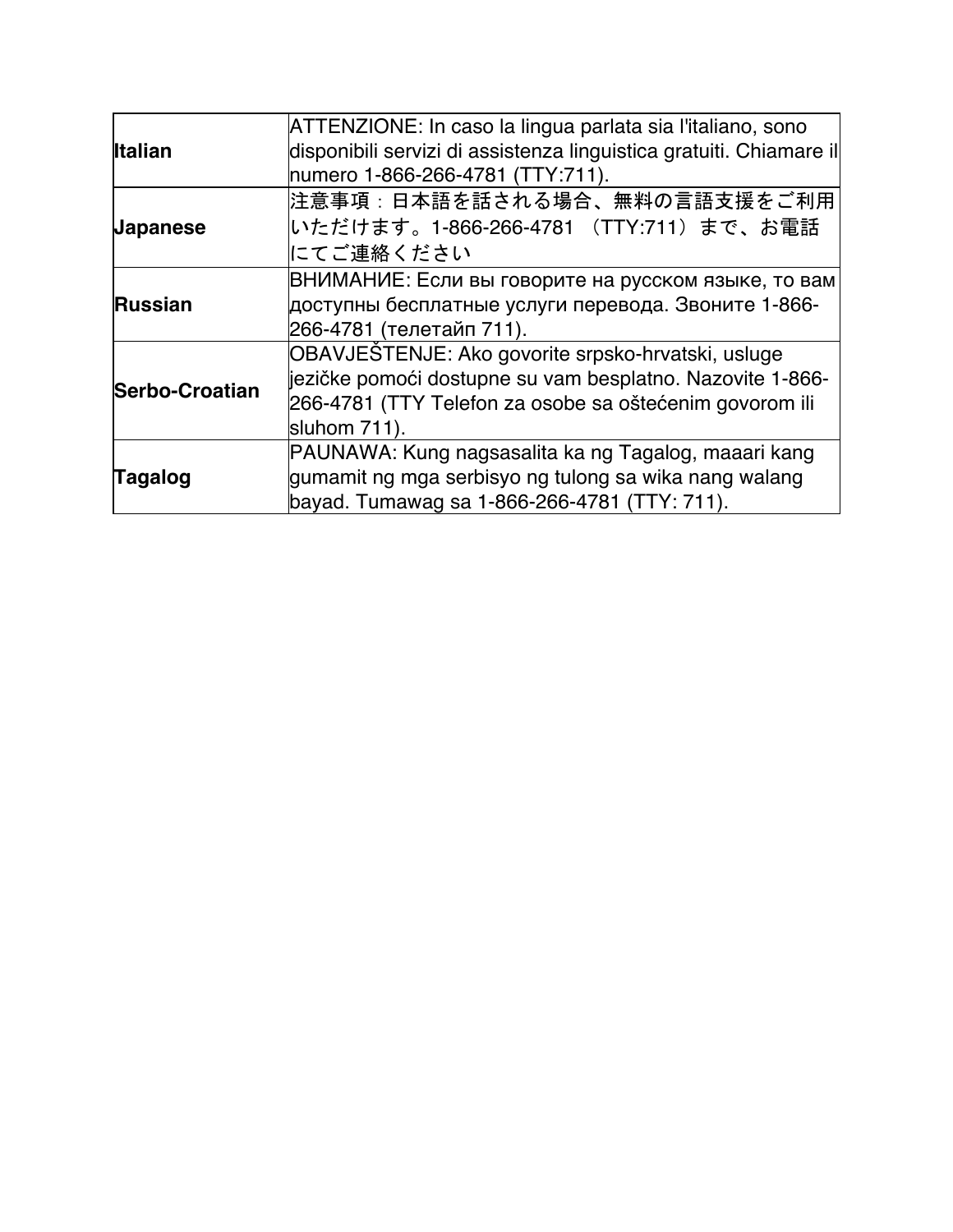| | |
|---|---|
| **Italian** | ATTENZIONE: In caso la lingua parlata sia l'italiano, sono disponibili servizi di assistenza linguistica gratuiti. Chiamare il numero 1-866-266-4781 (TTY:711). |
| **Japanese** | 注意事項：日本語を話される場合、無料の言語支援をご利用いただけます。1-866-266-4781 （TTY:711）まで、お電話にてご連絡ください |
| **Russian** | ВНИМАНИЕ: Если вы говорите на русском языке, то вам доступны бесплатные услуги перевода. Звоните 1-866-266-4781 (телетайп 711). |
| **Serbo-Croatian** | OBAVJEŠTENJE: Ako govorite srpsko-hrvatski, usluge jezičke pomoći dostupne su vam besplatno. Nazovite 1-866-266-4781 (TTY Telefon za osobe sa oštećenim govorom ili sluhom 711). |
| **Tagalog** | PAUNAWA: Kung nagsasalita ka ng Tagalog, maaari kang gumamit ng mga serbisyo ng tulong sa wika nang walang bayad. Tumawag sa 1-866-266-4781 (TTY: 711). |